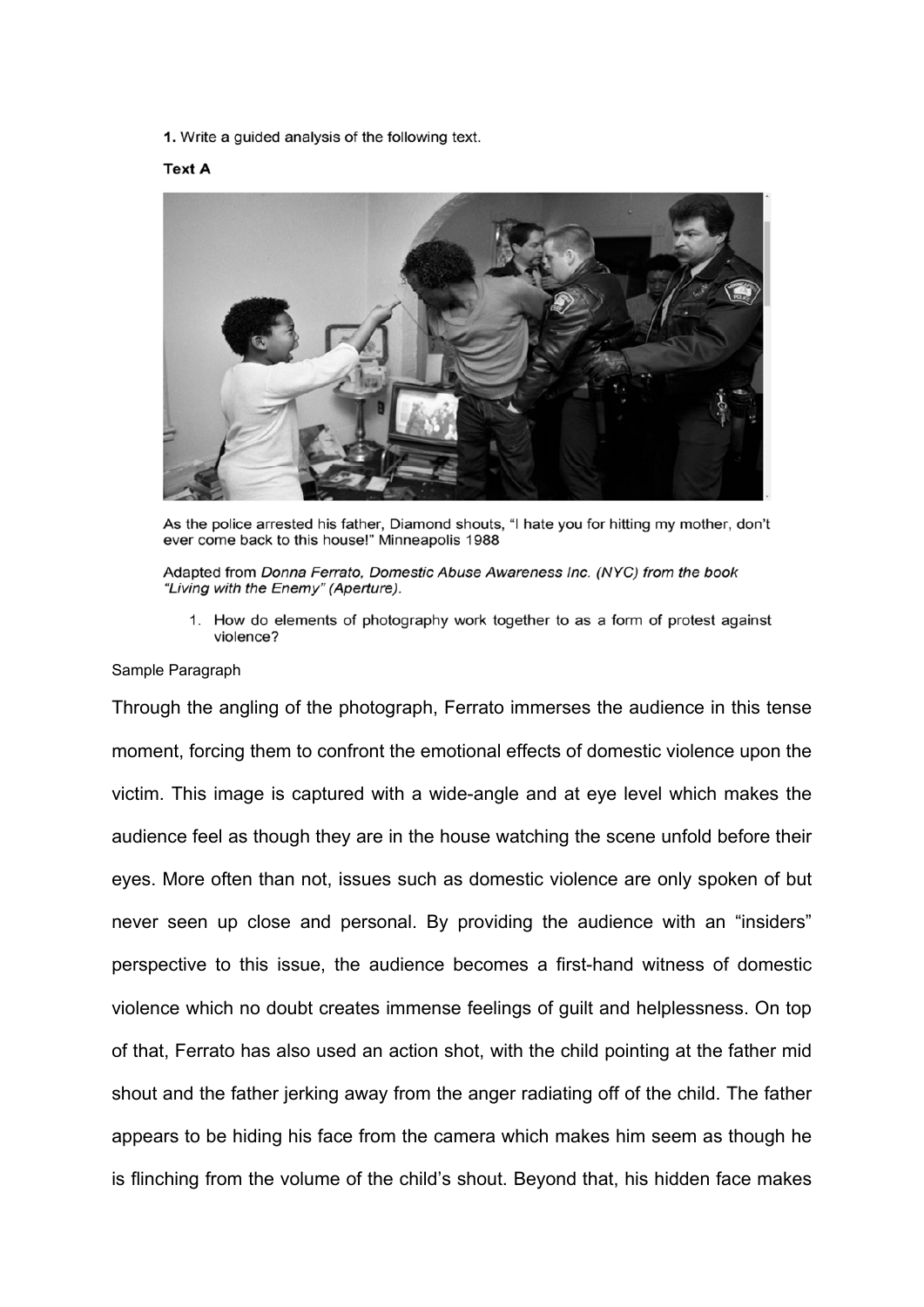**1.** Write a guided analysis of the following text.

**Text A**

As the police arrested his father, Diamond shouts, "I hate you for hitting my mother, don't ever come back to this house!" Minneapolis 1988

Adapted from *Donna Ferrato, Domestic Abuse Awareness Inc. (NYC) from the book "Living with the Enemy" (Aperture).*

1. How do elements of photography work together to as a form of protest against violence?

Sample Paragraph

Through the angling of the photograph, Ferrato immerses the audience in this tense moment, forcing them to confront the emotional effects of domestic violence upon the victim. This image is captured with a wide-angle and at eye level which makes the audience feel as though they are in the house watching the scene unfold before their eyes. More often than not, issues such as domestic violence are only spoken of but never seen up close and personal. By providing the audience with an "insiders" perspective to this issue, the audience becomes a first-hand witness of domestic violence which no doubt creates immense feelings of guilt and helplessness. On top of that, Ferrato has also used an action shot, with the child pointing at the father mid shout and the father jerking away from the anger radiating off of the child. The father appears to be hiding his face from the camera which makes him seem as though he is flinching from the volume of the child's shout. Beyond that, his hidden face makes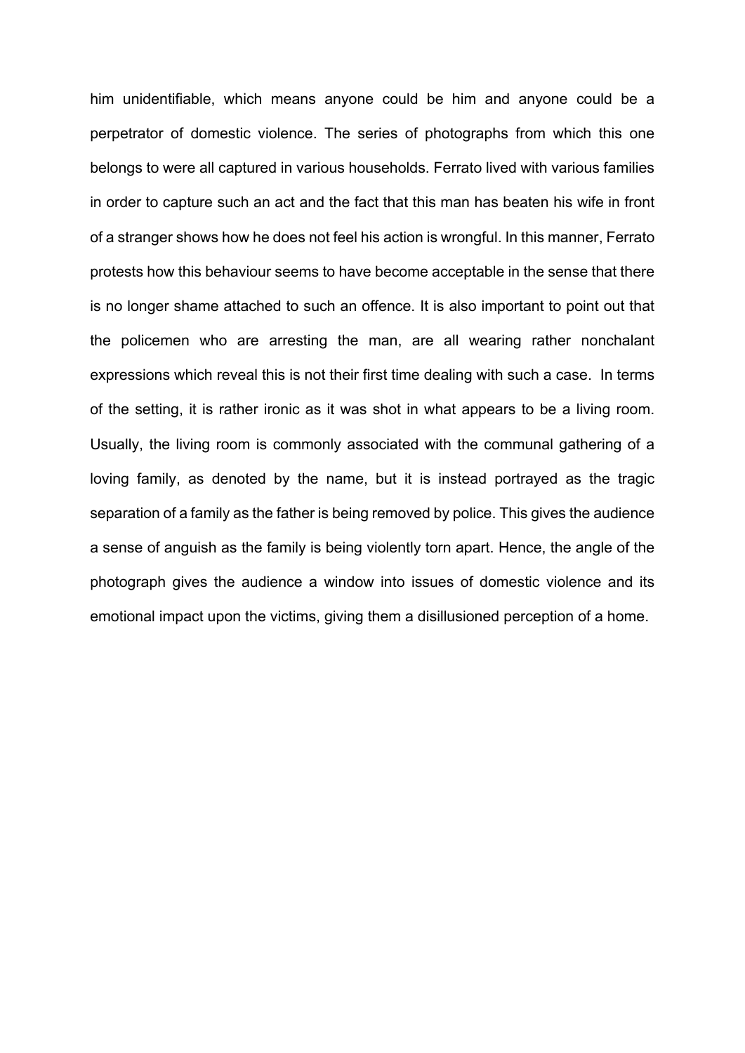him unidentifiable, which means anyone could be him and anyone could be a perpetrator of domestic violence. The series of photographs from which this one belongs to were all captured in various households. Ferrato lived with various families in order to capture such an act and the fact that this man has beaten his wife in front of a stranger shows how he does not feel his action is wrongful. In this manner, Ferrato protests how this behaviour seems to have become acceptable in the sense that there is no longer shame attached to such an offence. It is also important to point out that the policemen who are arresting the man, are all wearing rather nonchalant expressions which reveal this is not their first time dealing with such a case.  In terms of the setting, it is rather ironic as it was shot in what appears to be a living room. Usually, the living room is commonly associated with the communal gathering of a loving family, as denoted by the name, but it is instead portrayed as the tragic separation of a family as the father is being removed by police. This gives the audience a sense of anguish as the family is being violently torn apart. Hence, the angle of the photograph gives the audience a window into issues of domestic violence and its emotional impact upon the victims, giving them a disillusioned perception of a home.